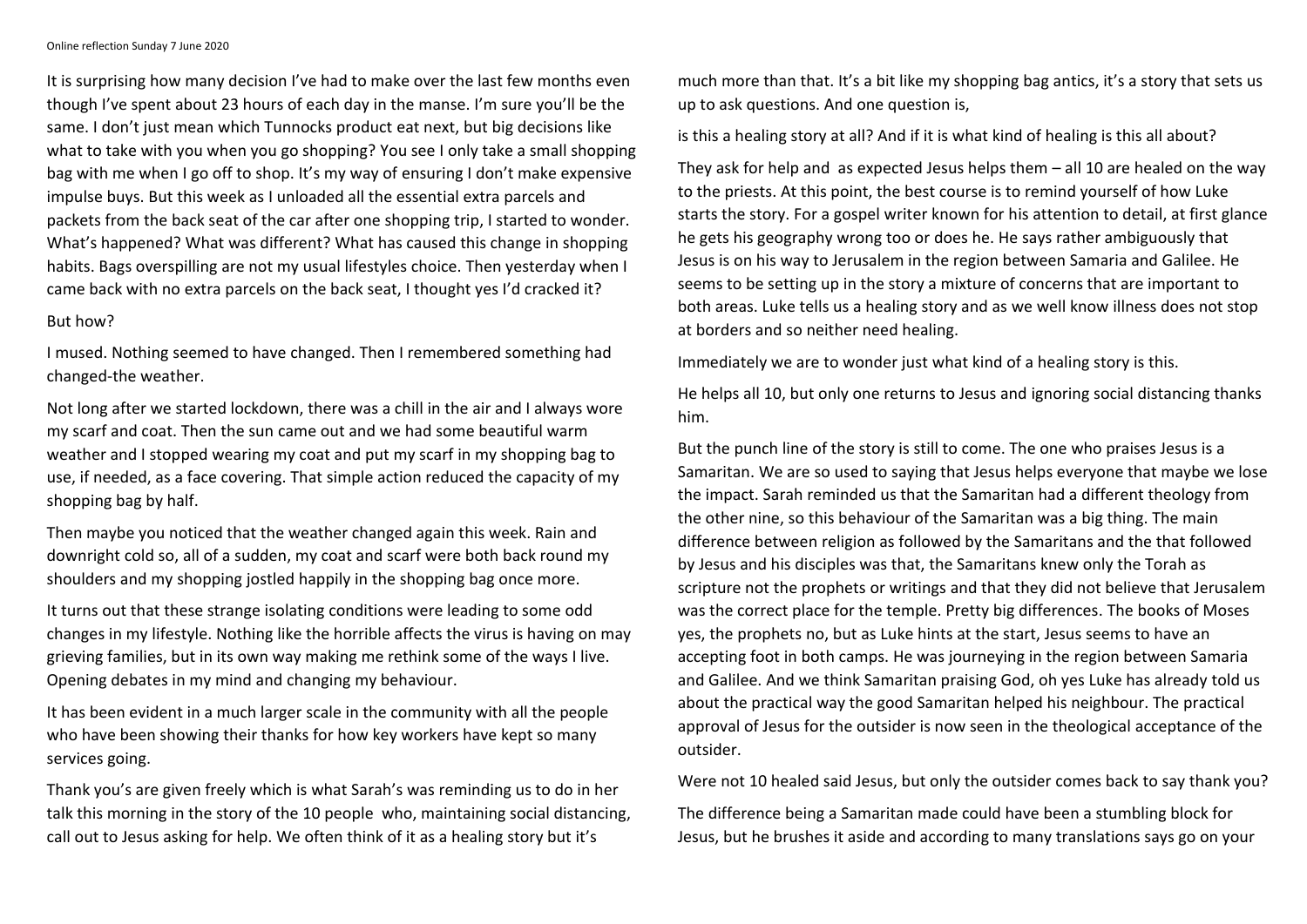Online reflection Sunday 7 June 2020

It is surprising how many decision I've had to make over the last few months even though I've spent about 23 hours of each day in the manse. I'm sure you'll be the same. I don't just mean which Tunnocks product eat next, but big decisions like what to take with you when you go shopping? You see I only take a small shopping bag with me when I go off to shop. It's my way of ensuring I don't make expensive impulse buys. But this week as I unloaded all the essential extra parcels and packets from the back seat of the car after one shopping trip, I started to wonder. What's happened? What was different? What has caused this change in shopping habits. Bags overspilling are not my usual lifestyles choice. Then yesterday when I came back with no extra parcels on the back seat, I thought yes I'd cracked it?

But how?

I mused. Nothing seemed to have changed. Then I remembered something had changed-the weather.

Not long after we started lockdown, there was a chill in the air and I always wore my scarf and coat. Then the sun came out and we had some beautiful warm weather and I stopped wearing my coat and put my scarf in my shopping bag to use, if needed, as a face covering. That simple action reduced the capacity of my shopping bag by half.

Then maybe you noticed that the weather changed again this week. Rain and downright cold so, all of a sudden, my coat and scarf were both back round my shoulders and my shopping jostled happily in the shopping bag once more.

It turns out that these strange isolating conditions were leading to some odd changes in my lifestyle. Nothing like the horrible affects the virus is having on may grieving families, but in its own way making me rethink some of the ways I live. Opening debates in my mind and changing my behaviour.

It has been evident in a much larger scale in the community with all the people who have been showing their thanks for how key workers have kept so many services going.

Thank you's are given freely which is what Sarah's was reminding us to do in her talk this morning in the story of the 10 people who, maintaining social distancing, call out to Jesus asking for help. We often think of it as a healing story but it's much more than that. It's a bit like my shopping bag antics, it's a story that sets us up to ask questions. And one question is,

is this a healing story at all? And if it is what kind of healing is this all about?

They ask for help and as expected Jesus helps them – all 10 are healed on the way to the priests. At this point, the best course is to remind yourself of how Luke starts the story. For a gospel writer known for his attention to detail, at first glance he gets his geography wrong too or does he. He says rather ambiguously that Jesus is on his way to Jerusalem in the region between Samaria and Galilee. He seems to be setting up in the story a mixture of concerns that are important to both areas. Luke tells us a healing story and as we well know illness does not stop at borders and so neither need healing.

Immediately we are to wonder just what kind of a healing story is this.

He helps all 10, but only one returns to Jesus and ignoring social distancing thanks him.

But the punch line of the story is still to come. The one who praises Jesus is a Samaritan. We are so used to saying that Jesus helps everyone that maybe we lose the impact. Sarah reminded us that the Samaritan had a different theology from the other nine, so this behaviour of the Samaritan was a big thing. The main difference between religion as followed by the Samaritans and the that followed by Jesus and his disciples was that, the Samaritans knew only the Torah as scripture not the prophets or writings and that they did not believe that Jerusalem was the correct place for the temple. Pretty big differences. The books of Moses yes, the prophets no, but as Luke hints at the start, Jesus seems to have an accepting foot in both camps. He was journeying in the region between Samaria and Galilee. And we think Samaritan praising God, oh yes Luke has already told us about the practical way the good Samaritan helped his neighbour. The practical approval of Jesus for the outsider is now seen in the theological acceptance of the outsider.

Were not 10 healed said Jesus, but only the outsider comes back to say thank you?

The difference being a Samaritan made could have been a stumbling block for Jesus, but he brushes it aside and according to many translations says go on your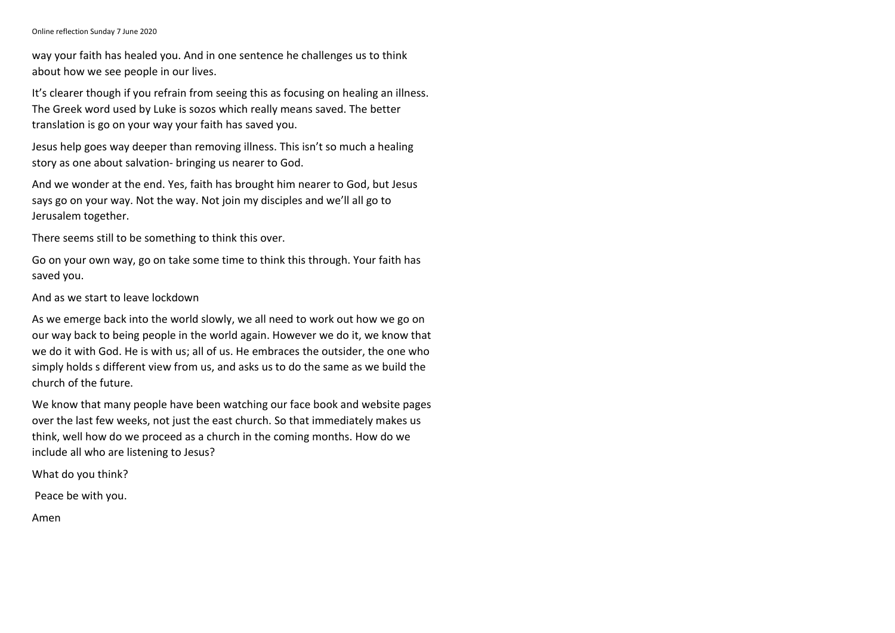way your faith has healed you. And in one sentence he challenges us to think about how we see people in our lives.

It's clearer though if you refrain from seeing this as focusing on healing an illness. The Greek word used by Luke is sozos which really means saved. The better translation is go on your way your faith has saved you.

Jesus help goes way deeper than removing illness. This isn't so much a healing story as one about salvation- bringing us nearer to God.

And we wonder at the end. Yes, faith has brought him nearer to God, but Jesus says go on your way. Not the way. Not join my disciples and we'll all go to Jerusalem together.

There seems still to be something to think this over.

Go on your own way, go on take some time to think this through. Your faith has saved you.

And as we start to leave lockdown

As we emerge back into the world slowly, we all need to work out how we go on our way back to being people in the world again. However we do it, we know that we do it with God. He is with us; all of us. He embraces the outsider, the one who simply holds s different view from us, and asks us to do the same as we build the church of the future.

We know that many people have been watching our face book and website pages over the last few weeks, not just the east church. So that immediately makes us think, well how do we proceed as a church in the coming months. How do we include all who are listening to Jesus?

What do you think?

Peace be with you.

Amen